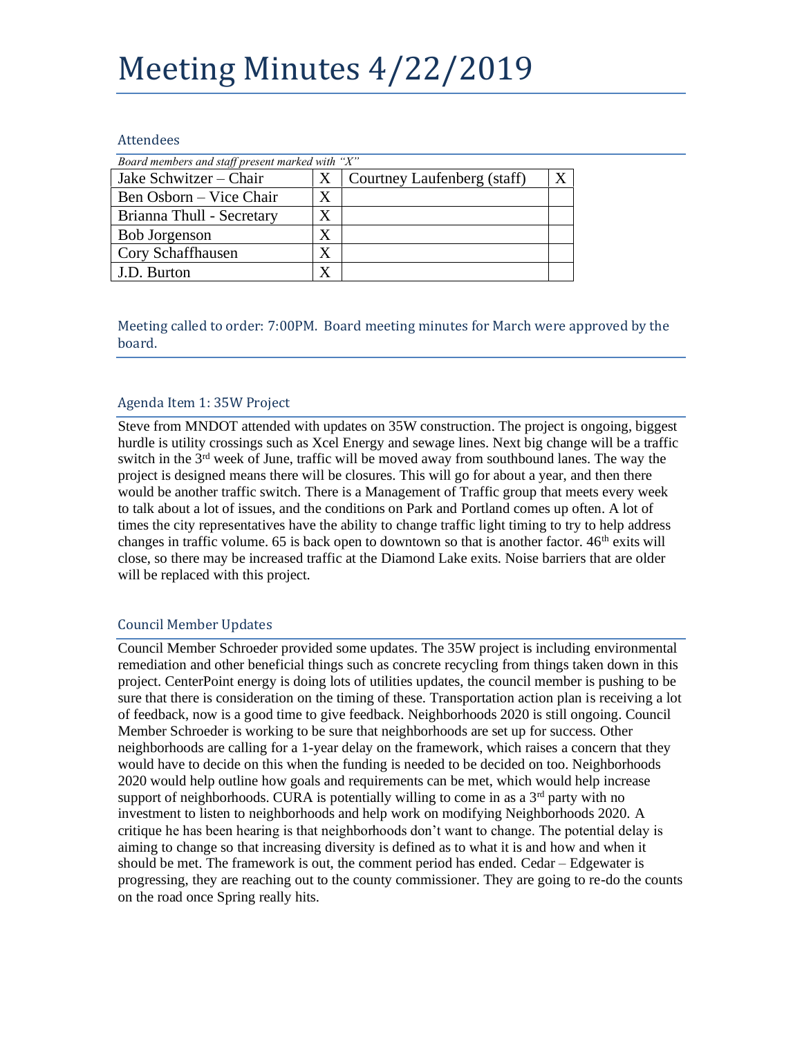# Meeting Minutes 4/22/2019

## Attendees

*Board members and staff present marked with "X"*

| | | | |
|---|---|---|---|
| Jake Schwitzer – Chair | X | Courtney Laufenberg (staff) | X |
| Ben Osborn – Vice Chair | X | | |
| Brianna Thull - Secretary | X | | |
| Bob Jorgenson | X | | |
| Cory Schaffhausen | X | | |
| J.D. Burton | X | | |

## Meeting called to order: 7:00PM. Board meeting minutes for March were approved by the board.

### Agenda Item 1: 35W Project

Steve from MNDOT attended with updates on 35W construction. The project is ongoing, biggest hurdle is utility crossings such as Xcel Energy and sewage lines. Next big change will be a traffic switch in the 3rd week of June, traffic will be moved away from southbound lanes. The way the project is designed means there will be closures. This will go for about a year, and then there would be another traffic switch. There is a Management of Traffic group that meets every week to talk about a lot of issues, and the conditions on Park and Portland comes up often. A lot of times the city representatives have the ability to change traffic light timing to try to help address changes in traffic volume. 65 is back open to downtown so that is another factor. 46th exits will close, so there may be increased traffic at the Diamond Lake exits. Noise barriers that are older will be replaced with this project.

### Council Member Updates

Council Member Schroeder provided some updates. The 35W project is including environmental remediation and other beneficial things such as concrete recycling from things taken down in this project. CenterPoint energy is doing lots of utilities updates, the council member is pushing to be sure that there is consideration on the timing of these. Transportation action plan is receiving a lot of feedback, now is a good time to give feedback. Neighborhoods 2020 is still ongoing. Council Member Schroeder is working to be sure that neighborhoods are set up for success. Other neighborhoods are calling for a 1-year delay on the framework, which raises a concern that they would have to decide on this when the funding is needed to be decided on too. Neighborhoods 2020 would help outline how goals and requirements can be met, which would help increase support of neighborhoods. CURA is potentially willing to come in as a 3rd party with no investment to listen to neighborhoods and help work on modifying Neighborhoods 2020. A critique he has been hearing is that neighborhoods don't want to change. The potential delay is aiming to change so that increasing diversity is defined as to what it is and how and when it should be met. The framework is out, the comment period has ended. Cedar – Edgewater is progressing, they are reaching out to the county commissioner. They are going to re-do the counts on the road once Spring really hits.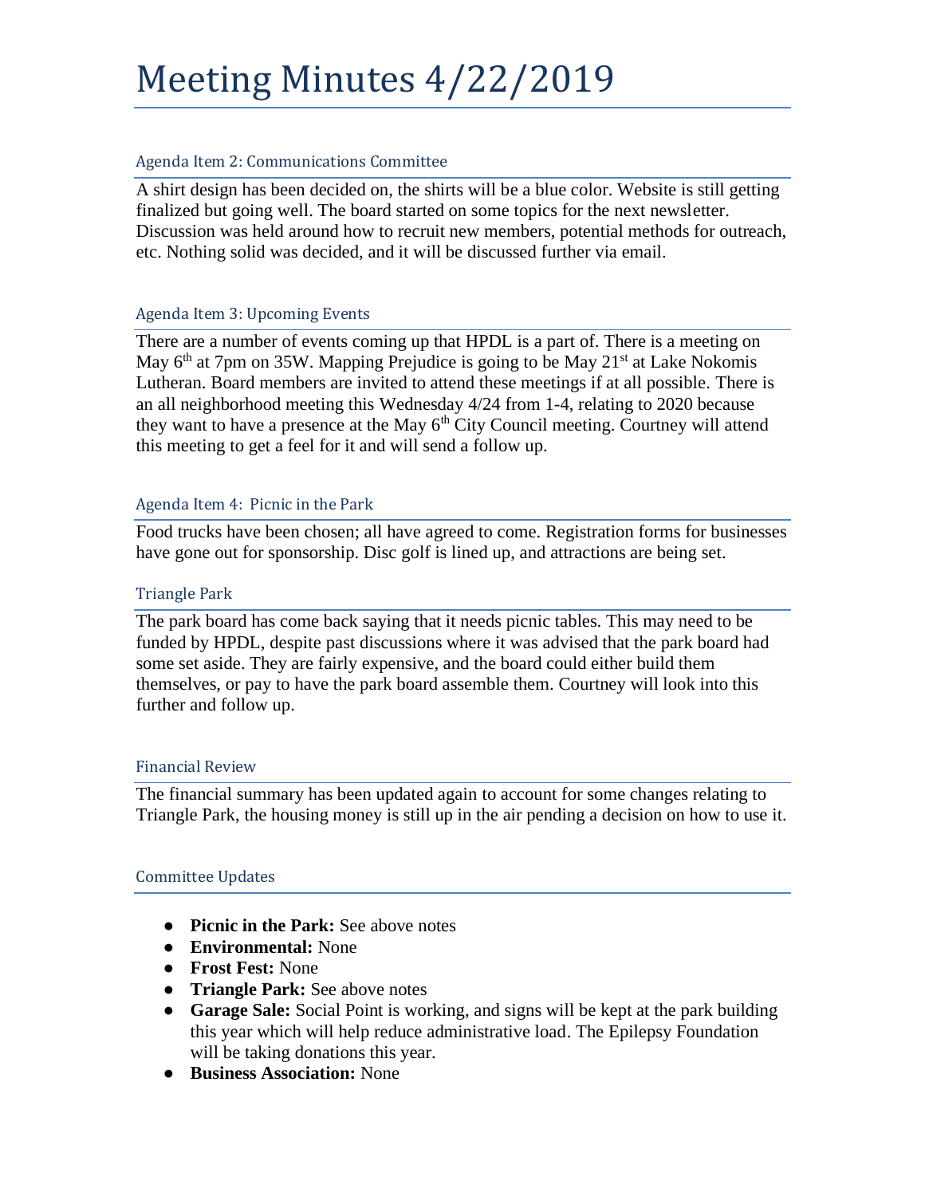# Meeting Minutes 4/22/2019

## Agenda Item 2: Communications Committee

A shirt design has been decided on, the shirts will be a blue color. Website is still getting finalized but going well. The board started on some topics for the next newsletter. Discussion was held around how to recruit new members, potential methods for outreach, etc. Nothing solid was decided, and it will be discussed further via email.

## Agenda Item 3: Upcoming Events

There are a number of events coming up that HPDL is a part of. There is a meeting on May 6th at 7pm on 35W. Mapping Prejudice is going to be May 21st at Lake Nokomis Lutheran. Board members are invited to attend these meetings if at all possible. There is an all neighborhood meeting this Wednesday 4/24 from 1-4, relating to 2020 because they want to have a presence at the May 6th City Council meeting. Courtney will attend this meeting to get a feel for it and will send a follow up.

## Agenda Item 4: Picnic in the Park

Food trucks have been chosen; all have agreed to come. Registration forms for businesses have gone out for sponsorship. Disc golf is lined up, and attractions are being set.

## Triangle Park

The park board has come back saying that it needs picnic tables. This may need to be funded by HPDL, despite past discussions where it was advised that the park board had some set aside. They are fairly expensive, and the board could either build them themselves, or pay to have the park board assemble them. Courtney will look into this further and follow up.

## Financial Review

The financial summary has been updated again to account for some changes relating to Triangle Park, the housing money is still up in the air pending a decision on how to use it.

## Committee Updates

- **Picnic in the Park:** See above notes
- **Environmental:** None
- **Frost Fest:** None
- **Triangle Park:** See above notes
- **Garage Sale:** Social Point is working, and signs will be kept at the park building this year which will help reduce administrative load. The Epilepsy Foundation will be taking donations this year.
- **Business Association:** None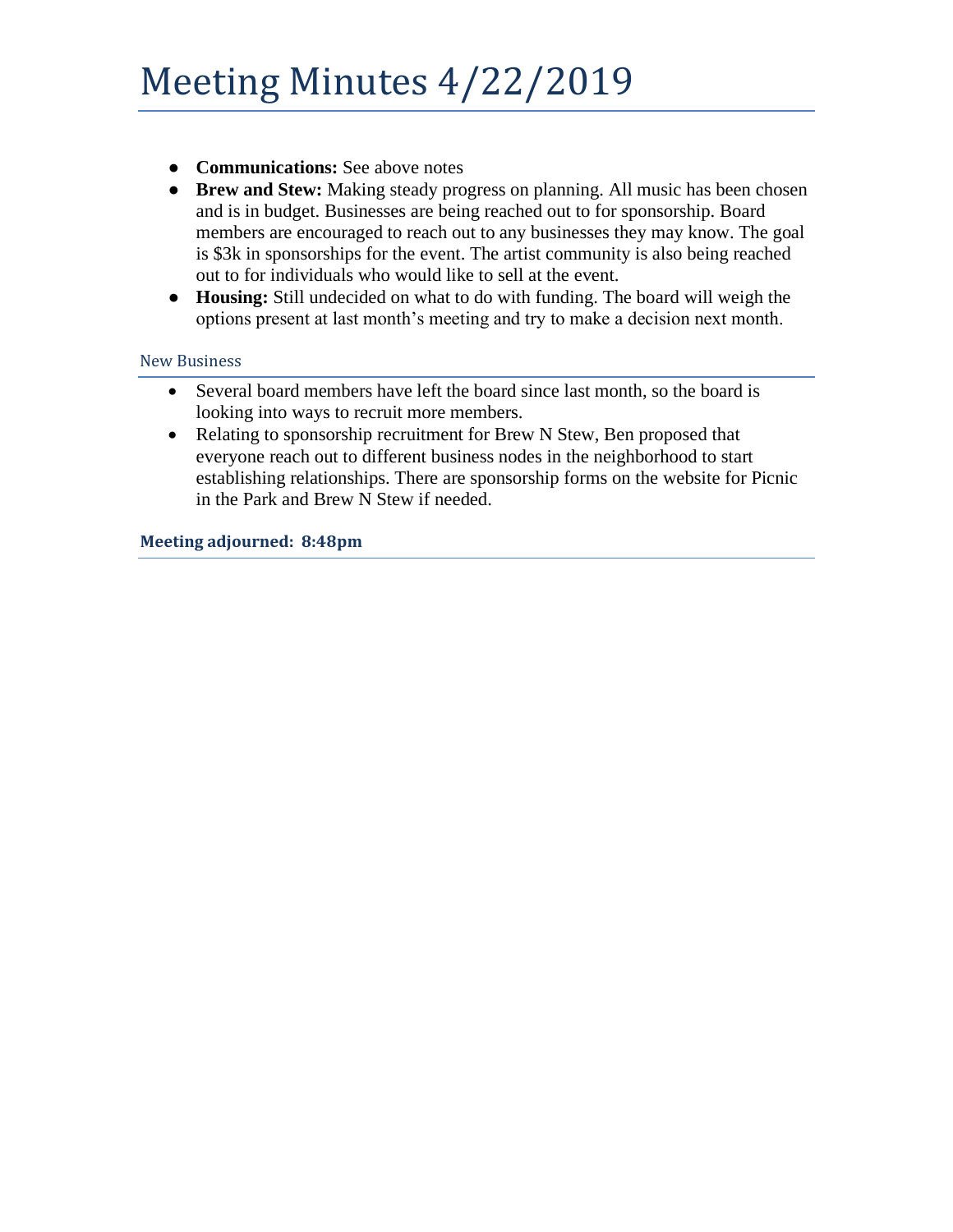# Meeting Minutes 4/22/2019

- **Communications:** See above notes
- **Brew and Stew:** Making steady progress on planning. All music has been chosen and is in budget. Businesses are being reached out to for sponsorship. Board members are encouraged to reach out to any businesses they may know. The goal is $3k in sponsorships for the event. The artist community is also being reached out to for individuals who would like to sell at the event.
- **Housing:** Still undecided on what to do with funding. The board will weigh the options present at last month's meeting and try to make a decision next month.

## New Business

- Several board members have left the board since last month, so the board is looking into ways to recruit more members.
- Relating to sponsorship recruitment for Brew N Stew, Ben proposed that everyone reach out to different business nodes in the neighborhood to start establishing relationships. There are sponsorship forms on the website for Picnic in the Park and Brew N Stew if needed.

**Meeting adjourned: 8:48pm**